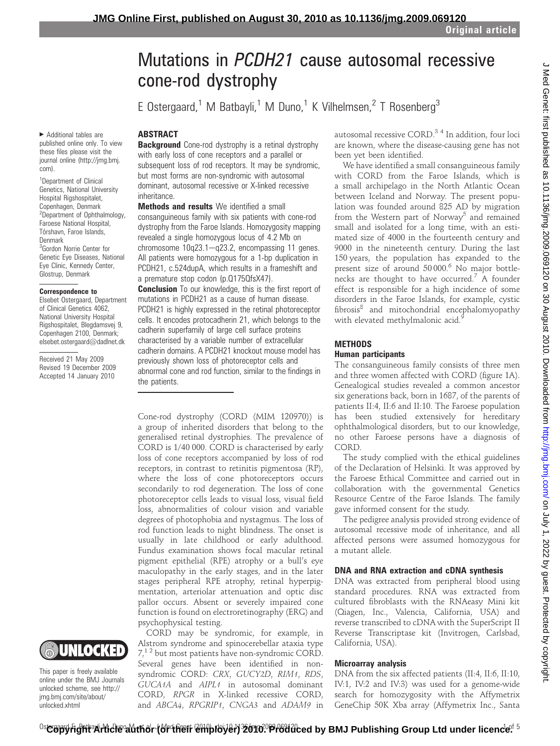# Mutations in *PCDH21* cause autosomal recessive cone-rod dystrophy

E Ostergaard,[1] M Batbayli,[1] M Duno,[1] K Vilhelmsen,[2] T Rosenberg[3]

► Additional tables are published online only. To view these files please visit the journal online (http://jmg.bmj.com).

[1]Department of Clinical Genetics, National University Hospital Rigshospitalet, Copenhagen, Denmark
[2]Department of Ophthalmology, Faroese National Hospital, Tórshavn, Faroe Islands, Denmark
[3]Gordon Norrie Center for Genetic Eye Diseases, National Eye Clinic, Kennedy Center, Glostrup, Denmark

**Correspondence to**
Elsebet Ostergaard, Department of Clinical Genetics 4062, National University Hospital Rigshospitalet, Blegdamsvej 9, Copenhagen 2100, Denmark; elsebet.ostergaard@dadlnet.dk

Received 21 May 2009
Revised 19 December 2009
Accepted 14 January 2010

## ABSTRACT

**Background** Cone-rod dystrophy is a retinal dystrophy with early loss of cone receptors and a parallel or subsequent loss of rod receptors. It may be syndromic, but most forms are non-syndromic with autosomal dominant, autosomal recessive or X-linked recessive inheritance.

**Methods and results** We identified a small consanguineous family with six patients with cone-rod dystrophy from the Faroe Islands. Homozygosity mapping revealed a single homozygous locus of 4.2 Mb on chromosome 10q23.1–q23.2, encompassing 11 genes. All patients were homozygous for a 1-bp duplication in PCDH21, c.524dupA, which results in a frameshift and a premature stop codon (p.Q175QfsX47).

**Conclusion** To our knowledge, this is the first report of mutations in PCDH21 as a cause of human disease. PCDH21 is highly expressed in the retinal photoreceptor cells. It encodes protocadherin 21, which belongs to the cadherin superfamily of large cell surface proteins characterised by a variable number of extracellular cadherin domains. A PCDH21 knockout mouse model has previously shown loss of photoreceptor cells and abnormal cone and rod function, similar to the findings in the patients.

Cone-rod dystrophy (CORD (MIM 120970)) is a group of inherited disorders that belong to the generalised retinal dystrophies. The prevalence of CORD is 1/40 000. CORD is characterised by early loss of cone receptors accompanied by loss of rod receptors, in contrast to retinitis pigmentosa (RP), where the loss of cone photoreceptors occurs secondarily to rod degeneration. The loss of cone photoreceptor cells leads to visual loss, visual field loss, abnormalities of colour vision and variable degrees of photophobia and nystagmus. The loss of rod function leads to night blindness. The onset is usually in late childhood or early adulthood. Fundus examination shows focal macular retinal pigment epithelial (RPE) atrophy or a bull's eye maculopathy in the early stages, and in the later stages peripheral RPE atrophy, retinal hyperpigmentation, arteriolar attenuation and optic disc pallor occurs. Absent or severely impaired cone function is found on electroretinography (ERG) and psychophysical testing.

CORD may be syndromic, for example, in Alstrom syndrome and spinocerebellar ataxia type 7,[1 2] but most patients have non-syndromic CORD. Several genes have been identified in non-syndromic CORD: *CRX*, *GUCY2D*, *RIM1*, *RDS*, *GUCA1A* and *AIPL1* in autosomal dominant CORD, *RPGR* in X-linked recessive CORD, and *ABCA4*, *RPGRIP1*, *CNGA3* and *ADAM9* in autosomal recessive CORD.[3 4] In addition, four loci are known, where the disease-causing gene has not been yet been identified.

We have identified a small consanguineous family with CORD from the Faroe Islands, which is a small archipelago in the North Atlantic Ocean between Iceland and Norway. The present population was founded around 825 AD by migration from the Western part of Norway[5] and remained small and isolated for a long time, with an estimated size of 4000 in the fourteenth century and 9000 in the nineteenth century. During the last 150 years, the population has expanded to the present size of around 50 000.[6] No major bottlenecks are thought to have occurred.[7] A founder effect is responsible for a high incidence of some disorders in the Faroe Islands, for example, cystic fibrosis[8] and mitochondrial encephalomyopathy with elevated methylmalonic acid.[9]

This paper is freely available online under the BMJ Journals unlocked scheme, see http://jmg.bmj.com/site/about/unlocked.xhtml

## METHODS

### Human participants

The consanguineous family consists of three men and three women affected with CORD (figure 1A). Genealogical studies revealed a common ancestor six generations back, born in 1687, of the parents of patients II:4, II:6 and II:10. The Faroese population has been studied extensively for hereditary ophthalmological disorders, but to our knowledge, no other Faroese persons have a diagnosis of CORD.

The study complied with the ethical guidelines of the Declaration of Helsinki. It was approved by the Faroese Ethical Committee and carried out in collaboration with the governmental Genetics Resource Centre of the Faroe Islands. The family gave informed consent for the study.

The pedigree analysis provided strong evidence of autosomal recessive mode of inheritance, and all affected persons were assumed homozygous for a mutant allele.

### DNA and RNA extraction and cDNA synthesis

DNA was extracted from peripheral blood using standard procedures. RNA was extracted from cultured fibroblasts with the RNAeasy Mini kit (Qiagen, Inc., Valencia, California, USA) and reverse transcribed to cDNA with the SuperScript II Reverse Transcriptase kit (Invitrogen, Carlsbad, California, USA).

### Microarray analysis

DNA from the six affected patients (II:4, II:6, II:10, IV:1, IV:2 and IV:3) was used for a genome-wide search for homozygosity with the Affymetrix GeneChip 50K Xba array (Affymetrix Inc., Santa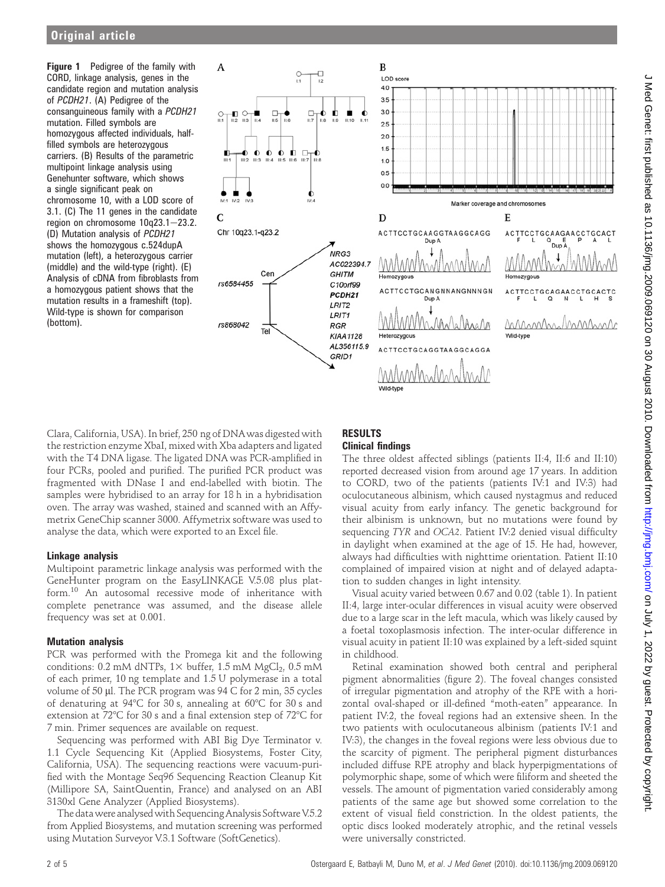**Figure 1** Pedigree of the family with CORD, linkage analysis, genes in the candidate region and mutation analysis of *PCDH21*. (A) Pedigree of the consanguineous family with a *PCDH21* mutation. Filled symbols are homozygous affected individuals, half-filled symbols are heterozygous carriers. (B) Results of the parametric multipoint linkage analysis using Genehunter software, which shows a single significant peak on chromosome 10, with a LOD score of 3.1. (C) The 11 genes in the candidate region on chromosome 10q23.1–23.2. (D) Mutation analysis of *PCDH21* shows the homozygous c.524dupA mutation (left), a heterozygous carrier (middle) and the wild-type (right). (E) Analysis of cDNA from fibroblasts from a homozygous patient shows that the mutation results in a frameshift (top). Wild-type is shown for comparison (bottom).

Clara, California, USA). In brief, 250 ng of DNA was digested with the restriction enzyme XbaI, mixed with Xba adapters and ligated with the T4 DNA ligase. The ligated DNA was PCR-amplified in four PCRs, pooled and purified. The purified PCR product was fragmented with DNase I and end-labelled with biotin. The samples were hybridised to an array for 18 h in a hybridisation oven. The array was washed, stained and scanned with an Affymetrix GeneChip scanner 3000. Affymetrix software was used to analyse the data, which were exported to an Excel file.

### Linkage analysis

Multipoint parametric linkage analysis was performed with the GeneHunter program on the EasyLINKAGE V.5.08 plus platform.[10] An autosomal recessive mode of inheritance with complete penetrance was assumed, and the disease allele frequency was set at 0.001.

### Mutation analysis

PCR was performed with the Promega kit and the following conditions: 0.2 mM dNTPs, 1× buffer, 1.5 mM $MgCl_2$, 0.5 mM of each primer, 10 ng template and 1.5 U polymerase in a total volume of 50 μl. The PCR program was 94 C for 2 min, 35 cycles of denaturing at 94°C for 30 s, annealing at 60°C for 30 s and extension at 72°C for 30 s and a final extension step of 72°C for 7 min. Primer sequences are available on request.

Sequencing was performed with ABI Big Dye Terminator v. 1.1 Cycle Sequencing Kit (Applied Biosystems, Foster City, California, USA). The sequencing reactions were vacuum-purified with the Montage Seq96 Sequencing Reaction Cleanup Kit (Millipore SA, SaintQuentin, France) and analysed on an ABI 3130xl Gene Analyzer (Applied Biosystems).

The data were analysed with Sequencing Analysis Software V.5.2 from Applied Biosystems, and mutation screening was performed using Mutation Surveyor V.3.1 Software (SoftGenetics).

## RESULTS

### Clinical findings

The three oldest affected siblings (patients II:4, II:6 and II:10) reported decreased vision from around age 17 years. In addition to CORD, two of the patients (patients IV:1 and IV:3) had oculocutaneous albinism, which caused nystagmus and reduced visual acuity from early infancy. The genetic background for their albinism is unknown, but no mutations were found by sequencing *TYR* and *OCA2*. Patient IV:2 denied visual difficulty in daylight when examined at the age of 15. He had, however, always had difficulties with nighttime orientation. Patient II:10 complained of impaired vision at night and of delayed adaptation to sudden changes in light intensity.

Visual acuity varied between 0.67 and 0.02 (table 1). In patient II:4, large inter-ocular differences in visual acuity were observed due to a large scar in the left macula, which was likely caused by a foetal toxoplasmosis infection. The inter-ocular difference in visual acuity in patient II:10 was explained by a left-sided squint in childhood.

Retinal examination showed both central and peripheral pigment abnormalities (figure 2). The foveal changes consisted of irregular pigmentation and atrophy of the RPE with a horizontal oval-shaped or ill-defined "moth-eaten" appearance. In patient IV:2, the foveal regions had an extensive sheen. In the two patients with oculocutaneous albinism (patients IV:1 and IV:3), the changes in the foveal regions were less obvious due to the scarcity of pigment. The peripheral pigment disturbances included diffuse RPE atrophy and black hyperpigmentations of polymorphic shape, some of which were filiform and sheeted the vessels. The amount of pigmentation varied considerably among patients of the same age but showed some correlation to the extent of visual field constriction. In the oldest patients, the optic discs looked moderately atrophic, and the retinal vessels were universally constricted.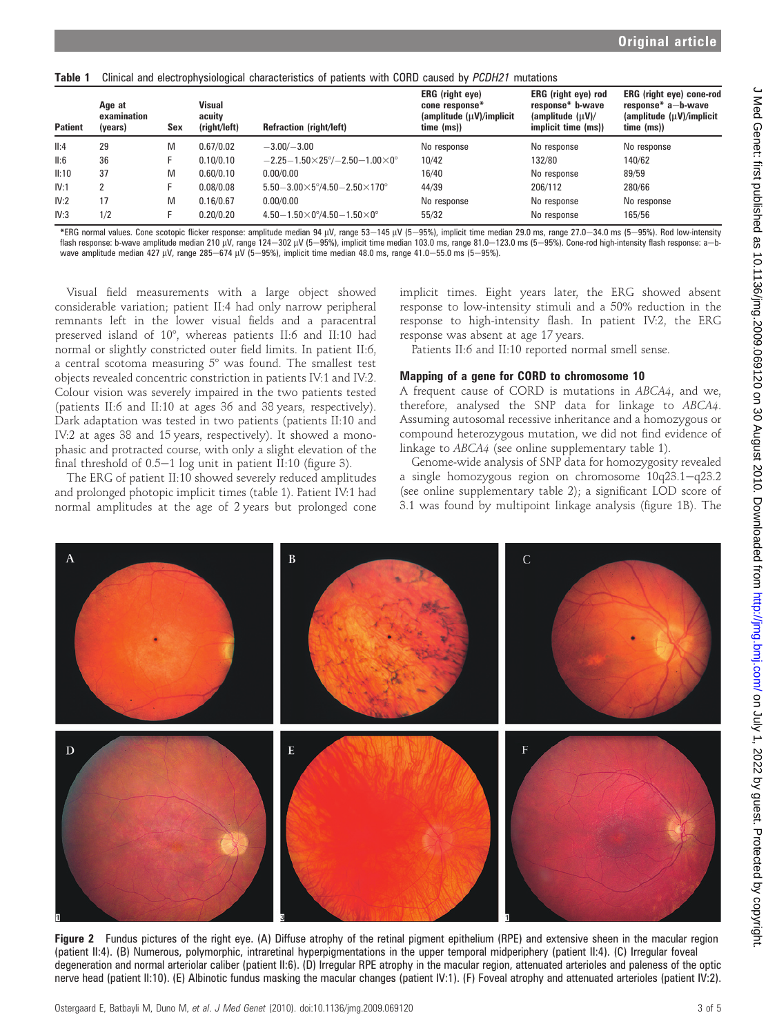**Table 1** Clinical and electrophysiological characteristics of patients with CORD caused by *PCDH21* mutations

| Patient | Age at examination (years) | Sex | Visual acuity (right/left) | Refraction (right/left) | ERG (right eye) cone response* (amplitude (μV)/implicit time (ms)) | ERG (right eye) rod response* b-wave (amplitude (μV)/ implicit time (ms)) | ERG (right eye) cone-rod response* a−b-wave (amplitude (μV)/implicit time (ms)) |
|---|---|---|---|---|---|---|---|
| II:4 | 29 | M | 0.67/0.02 | −3.00/−3.00 | No response | No response | No response |
| II:6 | 36 | F | 0.10/0.10 | −2.25−1.50×25°/−2.50−1.00×0° | 10/42 | 132/80 | 140/62 |
| II:10 | 37 | M | 0.60/0.10 | 0.00/0.00 | 16/40 | No response | 89/59 |
| IV:1 | 2 | F | 0.08/0.08 | 5.50−3.00×5°/4.50−2.50×170° | 44/39 | 206/112 | 280/66 |
| IV:2 | 17 | M | 0.16/0.67 | 0.00/0.00 | No response | No response | No response |
| IV:3 | 1/2 | F | 0.20/0.20 | 4.50−1.50×0°/4.50−1.50×0° | 55/32 | No response | 165/56 |

*ERG normal values. Cone scotopic flicker response: amplitude median 94 μV, range 53−145 μV (5−95%), implicit time median 29.0 ms, range 27.0−34.0 ms (5−95%). Rod low-intensity flash response: b-wave amplitude median 210 μV, range 124−302 μV (5−95%), implicit time median 103.0 ms, range 81.0−123.0 ms (5−95%). Cone-rod high-intensity flash response: a−b-wave amplitude median 427 μV, range 285−674 μV (5−95%), implicit time median 48.0 ms, range 41.0−55.0 ms (5−95%).

Visual field measurements with a large object showed considerable variation; patient II:4 had only narrow peripheral remnants left in the lower visual fields and a paracentral preserved island of 10°, whereas patients II:6 and II:10 had normal or slightly constricted outer field limits. In patient II:6, a central scotoma measuring 5° was found. The smallest test objects revealed concentric constriction in patients IV:1 and IV:2. Colour vision was severely impaired in the two patients tested (patients II:6 and II:10 at ages 36 and 38 years, respectively). Dark adaptation was tested in two patients (patients II:10 and IV:2 at ages 38 and 15 years, respectively). It showed a monophasic and protracted course, with only a slight elevation of the final threshold of 0.5−1 log unit in patient II:10 (figure 3).

The ERG of patient II:10 showed severely reduced amplitudes and prolonged photopic implicit times (table 1). Patient IV:1 had normal amplitudes at the age of 2 years but prolonged cone implicit times. Eight years later, the ERG showed absent response to low-intensity stimuli and a 50% reduction in the response to high-intensity flash. In patient IV:2, the ERG response was absent at age 17 years.

Patients II:6 and II:10 reported normal smell sense.

### Mapping of a gene for CORD to chromosome 10

A frequent cause of CORD is mutations in *ABCA4*, and we, therefore, analysed the SNP data for linkage to *ABCA4*. Assuming autosomal recessive inheritance and a homozygous or compound heterozygous mutation, we did not find evidence of linkage to *ABCA4* (see online supplementary table 1).

Genome-wide analysis of SNP data for homozygosity revealed a single homozygous region on chromosome 10q23.1−q23.2 (see online supplementary table 2); a significant LOD score of 3.1 was found by multipoint linkage analysis (figure 1B). The

**Figure 2** Fundus pictures of the right eye. (A) Diffuse atrophy of the retinal pigment epithelium (RPE) and extensive sheen in the macular region (patient II:4). (B) Numerous, polymorphic, intraretinal hyperpigmentations in the upper temporal midperiphery (patient II:4). (C) Irregular foveal degeneration and normal arteriolar caliber (patient II:6). (D) Irregular RPE atrophy in the macular region, attenuated arterioles and paleness of the optic nerve head (patient II:10). (E) Albinotic fundus masking the macular changes (patient IV:1). (F) Foveal atrophy and attenuated arterioles (patient IV:2).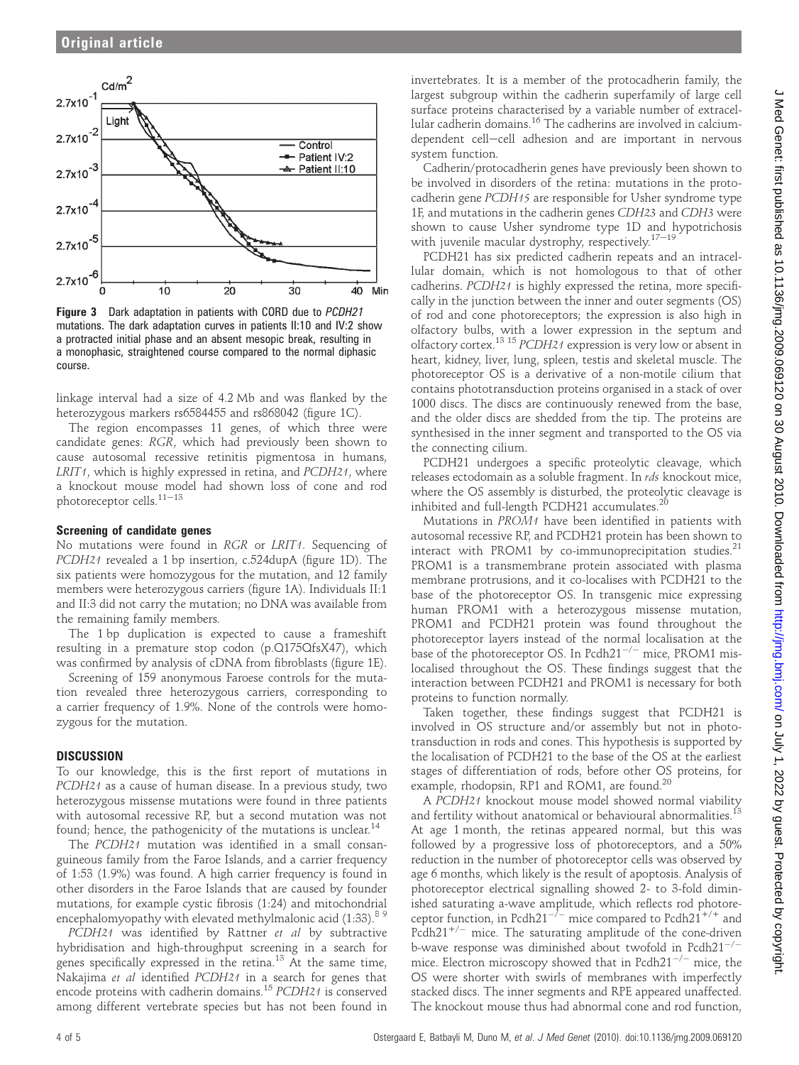**Figure 3** Dark adaptation in patients with CORD due to *PCDH21* mutations. The dark adaptation curves in patients II:10 and IV:2 show a protracted initial phase and an absent mesopic break, resulting in a monophasic, straightened course compared to the normal diphasic course.

linkage interval had a size of 4.2 Mb and was flanked by the heterozygous markers rs6584455 and rs868042 (figure 1C).

The region encompasses 11 genes, of which three were candidate genes: *RGR*, which had previously been shown to cause autosomal recessive retinitis pigmentosa in humans, *LRIT1*, which is highly expressed in retina, and *PCDH21*, where a knockout mouse model had shown loss of cone and rod photoreceptor cells.[11–13]

### Screening of candidate genes

No mutations were found in *RGR* or *LRIT1*. Sequencing of *PCDH21* revealed a 1 bp insertion, c.524dupA (figure 1D). The six patients were homozygous for the mutation, and 12 family members were heterozygous carriers (figure 1A). Individuals II:1 and II:3 did not carry the mutation; no DNA was available from the remaining family members.

The 1 bp duplication is expected to cause a frameshift resulting in a premature stop codon (p.Q175QfsX47), which was confirmed by analysis of cDNA from fibroblasts (figure 1E).

Screening of 159 anonymous Faroese controls for the mutation revealed three heterozygous carriers, corresponding to a carrier frequency of 1.9%. None of the controls were homozygous for the mutation.

## DISCUSSION

To our knowledge, this is the first report of mutations in *PCDH21* as a cause of human disease. In a previous study, two heterozygous missense mutations were found in three patients with autosomal recessive RP, but a second mutation was not found; hence, the pathogenicity of the mutations is unclear.[14]

The *PCDH21* mutation was identified in a small consanguineous family from the Faroe Islands, and a carrier frequency of 1:53 (1.9%) was found. A high carrier frequency is found in other disorders in the Faroe Islands that are caused by founder mutations, for example cystic fibrosis (1:24) and mitochondrial encephalomyopathy with elevated methylmalonic acid (1:33).[8 9]

*PCDH21* was identified by Rattner *et al* by subtractive hybridisation and high-throughput screening in a search for genes specifically expressed in the retina.[13] At the same time, Nakajima *et al* identified *PCDH21* in a search for genes that encode proteins with cadherin domains.[15] *PCDH21* is conserved among different vertebrate species but has not been found in invertebrates. It is a member of the protocadherin family, the largest subgroup within the cadherin superfamily of large cell surface proteins characterised by a variable number of extracellular cadherin domains.[16] The cadherins are involved in calcium-dependent cell–cell adhesion and are important in nervous system function.

Cadherin/protocadherin genes have previously been shown to be involved in disorders of the retina: mutations in the protocadherin gene *PCDH15* are responsible for Usher syndrome type 1F, and mutations in the cadherin genes *CDH23* and *CDH3* were shown to cause Usher syndrome type 1D and hypotrichosis with juvenile macular dystrophy, respectively.[17–19]

PCDH21 has six predicted cadherin repeats and an intracellular domain, which is not homologous to that of other cadherins. *PCDH21* is highly expressed the retina, more specifically in the junction between the inner and outer segments (OS) of rod and cone photoreceptors; the expression is also high in olfactory bulbs, with a lower expression in the septum and olfactory cortex.[13 15] *PCDH21* expression is very low or absent in heart, kidney, liver, lung, spleen, testis and skeletal muscle. The photoreceptor OS is a derivative of a non-motile cilium that contains phototransduction proteins organised in a stack of over 1000 discs. The discs are continuously renewed from the base, and the older discs are shedded from the tip. The proteins are synthesised in the inner segment and transported to the OS via the connecting cilium.

PCDH21 undergoes a specific proteolytic cleavage, which releases ectodomain as a soluble fragment. In *rds* knockout mice, where the OS assembly is disturbed, the proteolytic cleavage is inhibited and full-length PCDH21 accumulates.[20]

Mutations in *PROM1* have been identified in patients with autosomal recessive RP, and PCDH21 protein has been shown to interact with PROM1 by co-immunoprecipitation studies.[21] PROM1 is a transmembrane protein associated with plasma membrane protrusions, and it co-localises with PCDH21 to the base of the photoreceptor OS. In transgenic mice expressing human PROM1 with a heterozygous missense mutation, PROM1 and PCDH21 protein was found throughout the photoreceptor layers instead of the normal localisation at the base of the photoreceptor OS. In Pcdh21$^{-/-}$ mice, PROM1 mislocalised throughout the OS. These findings suggest that the interaction between PCDH21 and PROM1 is necessary for both proteins to function normally.

Taken together, these findings suggest that PCDH21 is involved in OS structure and/or assembly but not in phototransduction in rods and cones. This hypothesis is supported by the localisation of PCDH21 to the base of the OS at the earliest stages of differentiation of rods, before other OS proteins, for example, rhodopsin, RP1 and ROM1, are found.[20]

A *PCDH21* knockout mouse model showed normal viability and fertility without anatomical or behavioural abnormalities.[13] At age 1 month, the retinas appeared normal, but this was followed by a progressive loss of photoreceptors, and a 50% reduction in the number of photoreceptor cells was observed by age 6 months, which likely is the result of apoptosis. Analysis of photoreceptor electrical signalling showed 2- to 3-fold diminished saturating a-wave amplitude, which reflects rod photoreceptor function, in Pcdh21$^{-/-}$ mice compared to Pcdh21$^{+/+}$ and Pcdh21$^{+/-}$ mice. The saturating amplitude of the cone-driven b-wave response was diminished about twofold in Pcdh21$^{-/-}$ mice. Electron microscopy showed that in Pcdh21$^{-/-}$ mice, the OS were shorter with swirls of membranes with imperfectly stacked discs. The inner segments and RPE appeared unaffected. The knockout mouse thus had abnormal cone and rod function,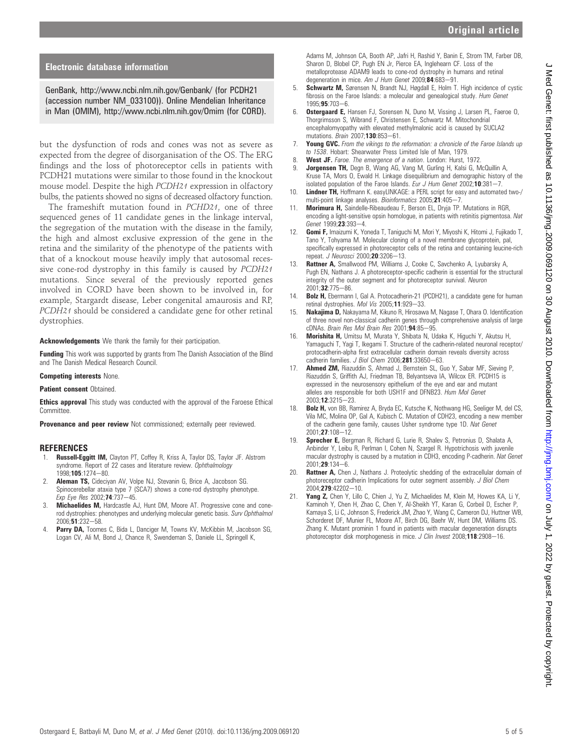## Electronic database information

GenBank, http://www.ncbi.nlm.nih.gov/Genbank/ (for PCDH21 (accession number NM_033100)). Online Mendelian Inheritance in Man (OMIM), http://www.ncbi.nlm.nih.gov/Omim (for CORD).

but the dysfunction of rods and cones was not as severe as expected from the degree of disorganisation of the OS. The ERG findings and the loss of photoreceptor cells in patients with PCDH21 mutations were similar to those found in the knockout mouse model. Despite the high *PCDH21* expression in olfactory bulbs, the patients showed no signs of decreased olfactory function.

The frameshift mutation found in *PCHD21*, one of three sequenced genes of 11 candidate genes in the linkage interval, the segregation of the mutation with the disease in the family, the high and almost exclusive expression of the gene in the retina and the similarity of the phenotype of the patients with that of a knockout mouse heavily imply that autosomal recessive cone-rod dystrophy in this family is caused by *PCDH21* mutations. Since several of the previously reported genes involved in CORD have been shown to be involved in, for example, Stargardt disease, Leber congenital amaurosis and RP, *PCDH21* should be considered a candidate gene for other retinal dystrophies.

**Acknowledgements** We thank the family for their participation.

**Funding** This work was supported by grants from The Danish Association of the Blind and The Danish Medical Research Council.

**Competing interests** None.

**Patient consent** Obtained.

**Ethics approval** This study was conducted with the approval of the Faroese Ethical Committee.

**Provenance and peer review** Not commissioned; externally peer reviewed.

## REFERENCES

1. **Russell-Eggitt IM,** Clayton PT, Coffey R, Kriss A, Taylor DS, Taylor JF. Alstrom syndrome. Report of 22 cases and literature review. *Ophthalmology* 1998;**105**:1274—80.
2. **Aleman TS,** Cideciyan AV, Volpe NJ, Stevanin G, Brice A, Jacobson SG. Spinocerebellar ataxia type 7 (SCA7) shows a cone-rod dystrophy phenotype. *Exp Eye Res* 2002;**74**:737—45.
3. **Michaelides M,** Hardcastle AJ, Hunt DM, Moore AT. Progressive cone and cone-rod dystrophies: phenotypes and underlying molecular genetic basis. *Surv Ophthalmol* 2006;**51**:232—58.
4. **Parry DA,** Toomes C, Bida L, Danciger M, Towns KV, McKibbin M, Jacobson SG, Logan CV, Ali M, Bond J, Chance R, Swendeman S, Daniele LL, Springell K, Adams M, Johnson CA, Booth AP, Jafri H, Rashid Y, Banin E, Strom TM, Farber DB, Sharon D, Blobel CP, Pugh EN Jr, Pierce EA, Inglehearn CF. Loss of the metalloprotease ADAM9 leads to cone-rod dystrophy in humans and retinal degeneration in mice. *Am J Hum Genet* 2009;**84**:683—91.
5. **Schwartz M,** Sørensen N, Brandt NJ, Høgdall E, Holm T. High incidence of cystic fibrosis on the Faroe Islands: a molecular and genealogical study. *Hum Genet* 1995;**95**:703—6.
6. **Ostergaard E,** Hansen FJ, Sorensen N, Duno M, Vissing J, Larsen PL, Faeroe O, Thorgrimsson S, Wibrand F, Christensen E, Schwartz M. Mitochondrial encephalomyopathy with elevated methylmalonic acid is caused by SUCLA2 mutations. *Brain* 2007;**130**:853—61.
7. **Young GVC.** *From the vikings to the reformation: a chronicle of the Faroe Islands up to 1538*. Hobart: Shearwater Press Limited Isle of Man, 1979.
8. **West JF.** *Faroe. The emergence of a nation*. London: Hurst, 1972.
9. **Jorgensen TH,** Degn B, Wang AG, Vang M, Gurling H, Kalsi G, McQuillin A, Kruse TA, Mors O, Ewald H. Linkage disequilibrium and demographic history of the isolated population of the Faroe Islands. *Eur J Hum Genet* 2002;**10**:381—7.
10. **Lindner TH,** Hoffmann K. easyLINKAGE: a PERL script for easy and automated two-/multi-point linkage analyses. *Bioinformatics* 2005;**21**:405—7.
11. **Morimura H,** Saindelle-Ribeaudeau F, Berson EL, Dryja TP. Mutations in RGR, encoding a light-sensitive opsin homologue, in patients with retinitis pigmentosa. *Nat Genet* 1999;**23**:393—4.
12. **Gomi F,** Imaizumi K, Yoneda T, Taniguchi M, Mori Y, Miyoshi K, Hitomi J, Fujikado T, Tano Y, Tohyama M. Molecular cloning of a novel membrane glycoprotein, pal, specifically expressed in photoreceptor cells of the retina and containing leucine-rich repeat. *J Neurosci* 2000;**20**:3206—13.
13. **Rattner A,** Smallwood PM, Williams J, Cooke C, Savchenko A, Lyubarsky A, Pugh EN, Nathans J. A photoreceptor-specific cadherin is essential for the structural integrity of the outer segment and for photoreceptor survival. *Neuron* 2001;**32**:775—86.
14. **Bolz H,** Ebermann I, Gal A. Protocadherin-21 (PCDH21), a candidate gene for human retinal dystrophies. *Mol Vis* 2005;**11**:929—33.
15. **Nakajima D,** Nakayama M, Kikuno R, Hirosawa M, Nagase T, Ohara O. Identification of three novel non-classical cadherin genes through comprehensive analysis of large cDNAs. *Brain Res Mol Brain Res* 2001;**94**:85—95.
16. **Morishita H,** Umitsu M, Murata Y, Shibata N, Udaka K, Higuchi Y, Akutsu H, Yamaguchi T, Yagi T, Ikegami T. Structure of the cadherin-related neuronal receptor/protocadherin-alpha first extracellular cadherin domain reveals diversity across cadherin families. *J Biol Chem* 2006;**281**:33650—63.
17. **Ahmed ZM,** Riazuddin S, Ahmad J, Bernstein SL, Guo Y, Sabar MF, Sieving P, Riazuddin S, Griffith AJ, Friedman TB, Belyantseva IA, Wilcox ER. PCDH15 is expressed in the neurosensory epithelium of the eye and ear and mutant alleles are responsible for both USH1F and DFNB23. *Hum Mol Genet* 2003;**12**:3215—23.
18. **Bolz H,** von BB, Ramirez A, Bryda EC, Kutsche K, Nothwang HG, Seeliger M, del CS, Vila MC, Molina OP, Gal A, Kubisch C. Mutation of CDH23, encoding a new member of the cadherin gene family, causes Usher syndrome type 1D. *Nat Genet* 2001;**27**:108—12.
19. **Sprecher E,** Bergman R, Richard G, Lurie R, Shalev S, Petronius D, Shalata A, Anbinder Y, Leibu R, Perlman I, Cohen N, Szargel R. Hypotrichosis with juvenile macular dystrophy is caused by a mutation in CDH3, encoding P-cadherin. *Nat Genet* 2001;**29**:134—6.
20. **Rattner A,** Chen J, Nathans J. Proteolytic shedding of the extracellular domain of photoreceptor cadherin Implications for outer segment assembly. *J Biol Chem* 2004;**279**:42202—10.
21. **Yang Z,** Chen Y, Lillo C, Chien J, Yu Z, Michaelides M, Klein M, Howes KA, Li Y, Kaminoh Y, Chen H, Zhao C, Chen Y, Al-Sheikh YT, Karan G, Corbeil D, Escher P, Kamaya S, Li C, Johnson S, Frederick JM, Zhao Y, Wang C, Cameron DJ, Huttner WB, Schorderet DF, Munier FL, Moore AT, Birch DG, Baehr W, Hunt DM, Williams DS. Zhang K. Mutant prominin 1 found in patients with macular degeneration in mice. Mutant prominin 1 found in patients with macular degeneration disrupts photoreceptor disk morphogenesis in mice. *J Clin Invest* 2008;**118**:2908—16.